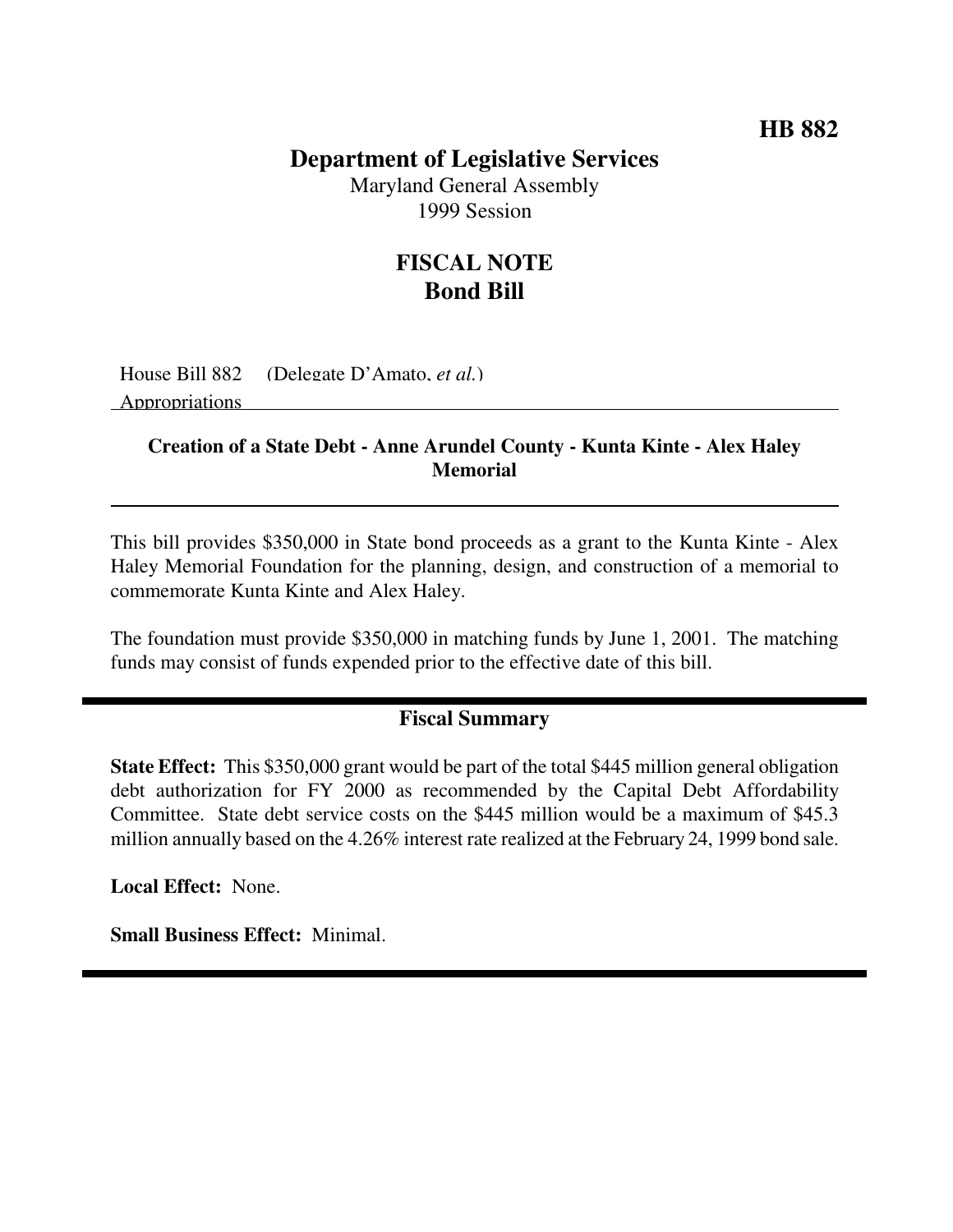**HB 882**

# Department of Legislative Services

Maryland General Assembly
1999 Session

## FISCAL NOTE
## Bond Bill

House Bill 882 (Delegate D'Amato, *et al.*)
Appropriations

---

**Creation of a State Debt - Anne Arundel County - Kunta Kinte - Alex Haley Memorial**

---

This bill provides $350,000 in State bond proceeds as a grant to the Kunta Kinte - Alex Haley Memorial Foundation for the planning, design, and construction of a memorial to commemorate Kunta Kinte and Alex Haley.

The foundation must provide $350,000 in matching funds by June 1, 2001. The matching funds may consist of funds expended prior to the effective date of this bill.

---

### Fiscal Summary

**State Effect:** This $350,000 grant would be part of the total $445 million general obligation debt authorization for FY 2000 as recommended by the Capital Debt Affordability Committee. State debt service costs on the $445 million would be a maximum of $45.3 million annually based on the 4.26% interest rate realized at the February 24, 1999 bond sale.

**Local Effect:** None.

**Small Business Effect:** Minimal.

---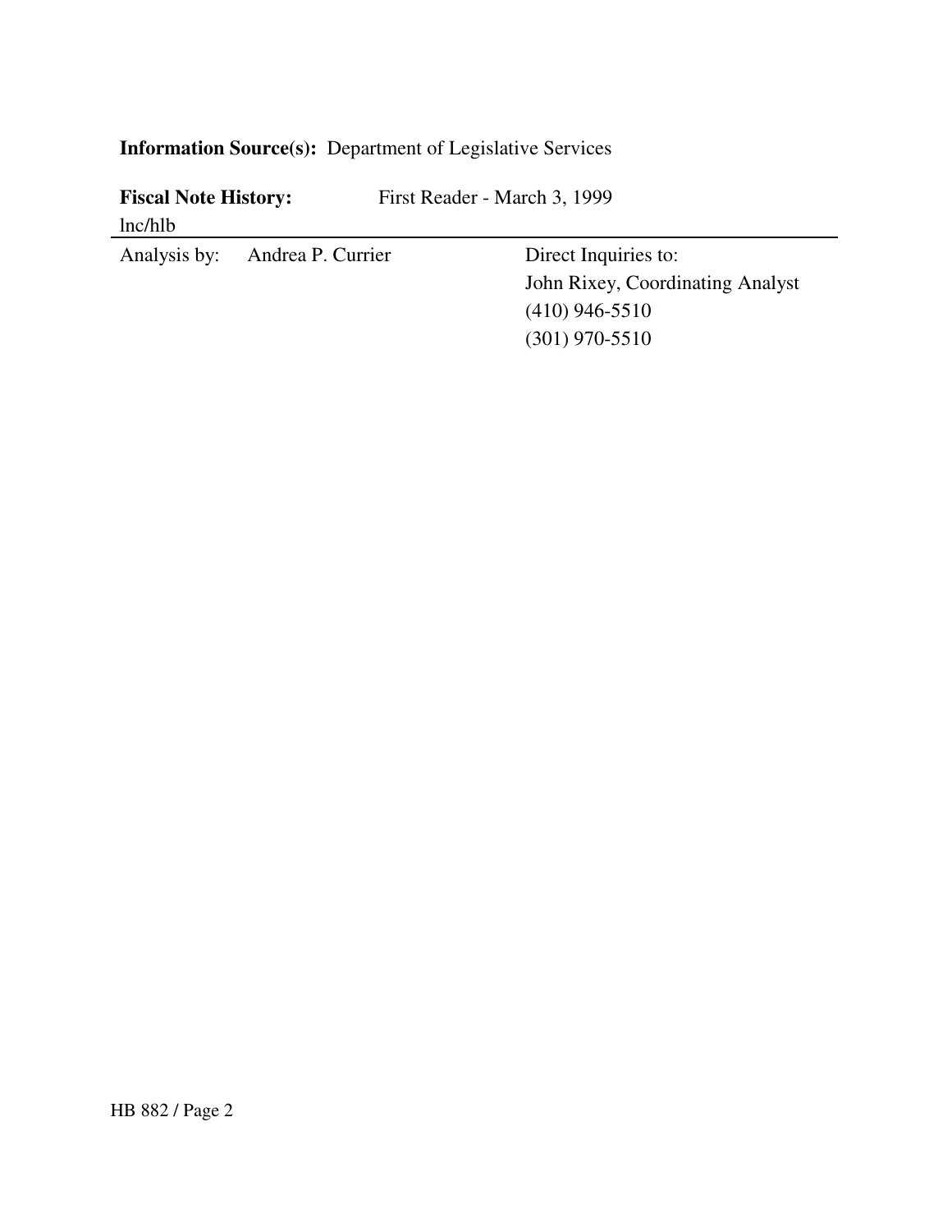**Information Source(s):** Department of Legislative Services

**Fiscal Note History:** First Reader - March 3, 1999

lnc/hlb

Analysis by: Andrea P. Currier

Direct Inquiries to:
John Rixey, Coordinating Analyst
(410) 946-5510
(301) 970-5510